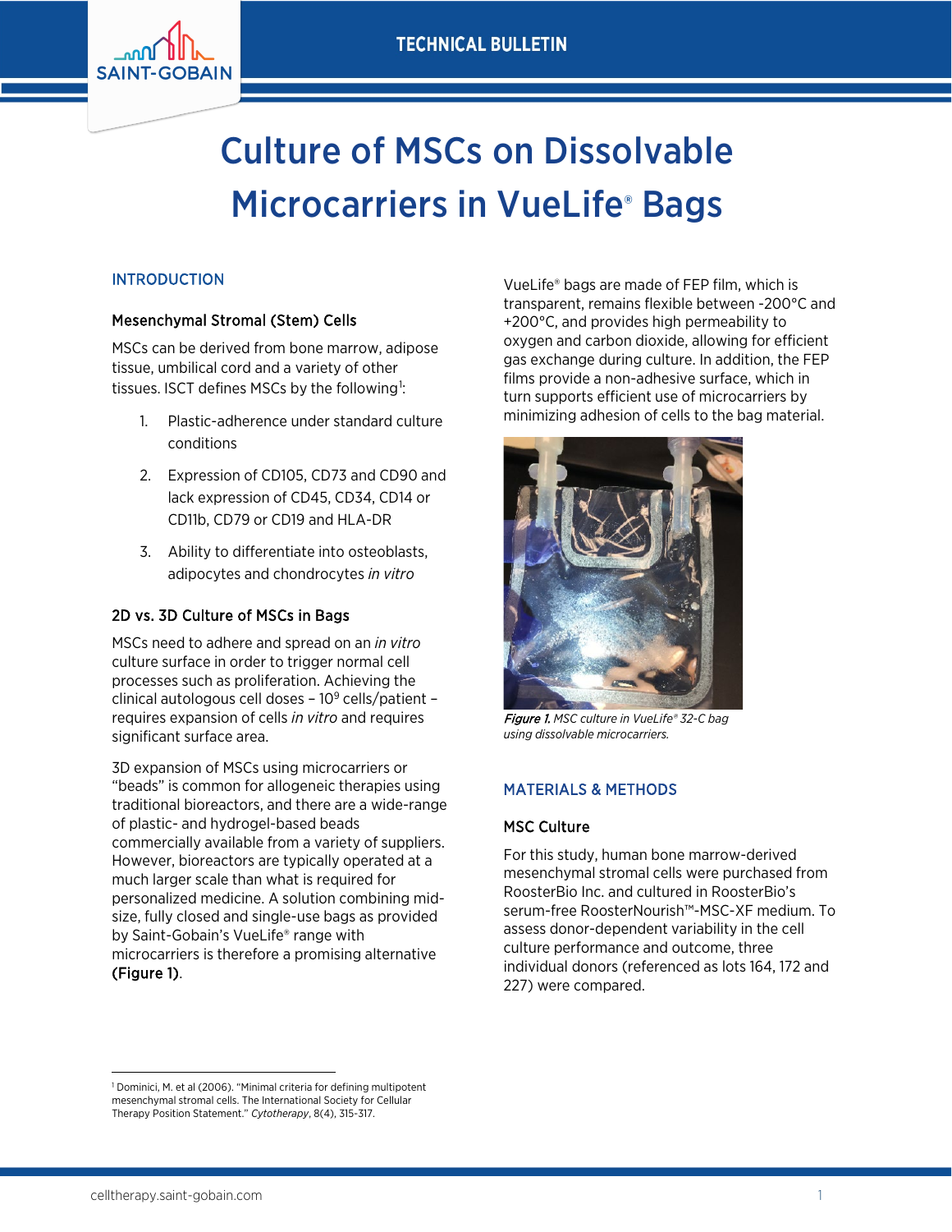TECHNICAL BULLETIN

# Culture of MSCs on Dissolvable Microcarriers in VueLife® Bags

## INTRODUCTION

### Mesenchymal Stromal (Stem) Cells

MSCs can be derived from bone marrow, adipose tissue, umbilical cord and a variety of other tissues. ISCT defines MSCs by the following[1]:

1. Plastic-adherence under standard culture conditions
2. Expression of CD105, CD73 and CD90 and lack expression of CD45, CD34, CD14 or CD11b, CD79 or CD19 and HLA-DR
3. Ability to differentiate into osteoblasts, adipocytes and chondrocytes *in vitro*

### 2D vs. 3D Culture of MSCs in Bags

MSCs need to adhere and spread on an *in vitro* culture surface in order to trigger normal cell processes such as proliferation. Achieving the clinical autologous cell doses – $10^9$ cells/patient – requires expansion of cells *in vitro* and requires significant surface area.

3D expansion of MSCs using microcarriers or "beads" is common for allogeneic therapies using traditional bioreactors, and there are a wide-range of plastic- and hydrogel-based beads commercially available from a variety of suppliers. However, bioreactors are typically operated at a much larger scale than what is required for personalized medicine. A solution combining mid-size, fully closed and single-use bags as provided by Saint-Gobain's VueLife® range with microcarriers is therefore a promising alternative **(Figure 1)**.

VueLife® bags are made of FEP film, which is transparent, remains flexible between -200°C and +200°C, and provides high permeability to oxygen and carbon dioxide, allowing for efficient gas exchange during culture. In addition, the FEP films provide a non-adhesive surface, which in turn supports efficient use of microcarriers by minimizing adhesion of cells to the bag material.

***Figure 1.*** *MSC culture in VueLife® 32-C bag using dissolvable microcarriers.*

## MATERIALS & METHODS

### MSC Culture

For this study, human bone marrow-derived mesenchymal stromal cells were purchased from RoosterBio Inc. and cultured in RoosterBio's serum-free RoosterNourish™-MSC-XF medium. To assess donor-dependent variability in the cell culture performance and outcome, three individual donors (referenced as lots 164, 172 and 227) were compared.

---

[1] Dominici, M. et al (2006). "Minimal criteria for defining multipotent mesenchymal stromal cells. The International Society for Cellular Therapy Position Statement." *Cytotherapy*, 8(4), 315-317.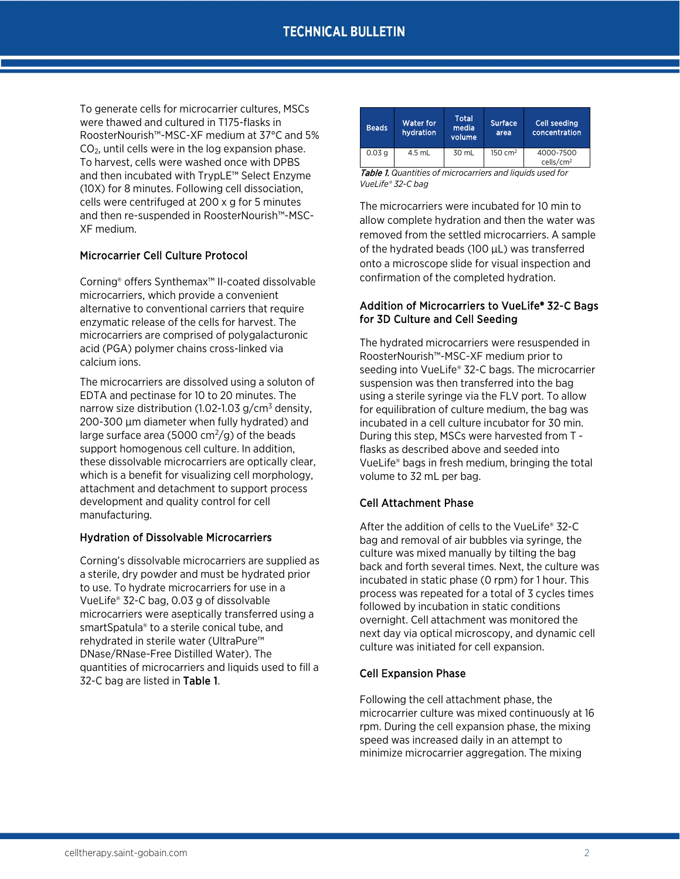To generate cells for microcarrier cultures, MSCs were thawed and cultured in T175-flasks in RoosterNourish™-MSC-XF medium at 37°C and 5% $CO_2$, until cells were in the log expansion phase. To harvest, cells were washed once with DPBS and then incubated with TrypLE™ Select Enzyme (10X) for 8 minutes. Following cell dissociation, cells were centrifuged at 200 x g for 5 minutes and then re-suspended in RoosterNourish™-MSC-XF medium.

### Microcarrier Cell Culture Protocol

Corning® offers Synthemax™ II-coated dissolvable microcarriers, which provide a convenient alternative to conventional carriers that require enzymatic release of the cells for harvest. The microcarriers are comprised of polygalacturonic acid (PGA) polymer chains cross-linked via calcium ions.

The microcarriers are dissolved using a soluton of EDTA and pectinase for 10 to 20 minutes. The narrow size distribution (1.02-1.03 g/cm$^3$ density, 200-300 µm diameter when fully hydrated) and large surface area (5000 cm$^2$/g) of the beads support homogenous cell culture. In addition, these dissolvable microcarriers are optically clear, which is a benefit for visualizing cell morphology, attachment and detachment to support process development and quality control for cell manufacturing.

### Hydration of Dissolvable Microcarriers

Corning's dissolvable microcarriers are supplied as a sterile, dry powder and must be hydrated prior to use. To hydrate microcarriers for use in a VueLife® 32-C bag, 0.03 g of dissolvable microcarriers were aseptically transferred using a smartSpatula® to a sterile conical tube, and rehydrated in sterile water (UltraPure™ DNase/RNase-Free Distilled Water). The quantities of microcarriers and liquids used to fill a 32-C bag are listed in **Table 1**.

| Beads | Water for hydration | Total media volume | Surface area | Cell seeding concentration |
|---|---|---|---|---|
| 0.03 g | 4.5 mL | 30 mL | 150 cm$^2$ | 4000-7500 cells/cm$^2$ |

***Table 1.*** *Quantities of microcarriers and liquids used for VueLife® 32-C bag*

The microcarriers were incubated for 10 min to allow complete hydration and then the water was removed from the settled microcarriers. A sample of the hydrated beads (100 µL) was transferred onto a microscope slide for visual inspection and confirmation of the completed hydration.

### Addition of Microcarriers to VueLife® 32-C Bags for 3D Culture and Cell Seeding

The hydrated microcarriers were resuspended in RoosterNourish™-MSC-XF medium prior to seeding into VueLife® 32-C bags. The microcarrier suspension was then transferred into the bag using a sterile syringe via the FLV port. To allow for equilibration of culture medium, the bag was incubated in a cell culture incubator for 30 min. During this step, MSCs were harvested from T-flasks as described above and seeded into VueLife® bags in fresh medium, bringing the total volume to 32 mL per bag.

### Cell Attachment Phase

After the addition of cells to the VueLife® 32-C bag and removal of air bubbles via syringe, the culture was mixed manually by tilting the bag back and forth several times. Next, the culture was incubated in static phase (0 rpm) for 1 hour. This process was repeated for a total of 3 cycles times followed by incubation in static conditions overnight. Cell attachment was monitored the next day via optical microscopy, and dynamic cell culture was initiated for cell expansion.

### Cell Expansion Phase

Following the cell attachment phase, the microcarrier culture was mixed continuously at 16 rpm. During the cell expansion phase, the mixing speed was increased daily in an attempt to minimize microcarrier aggregation. The mixing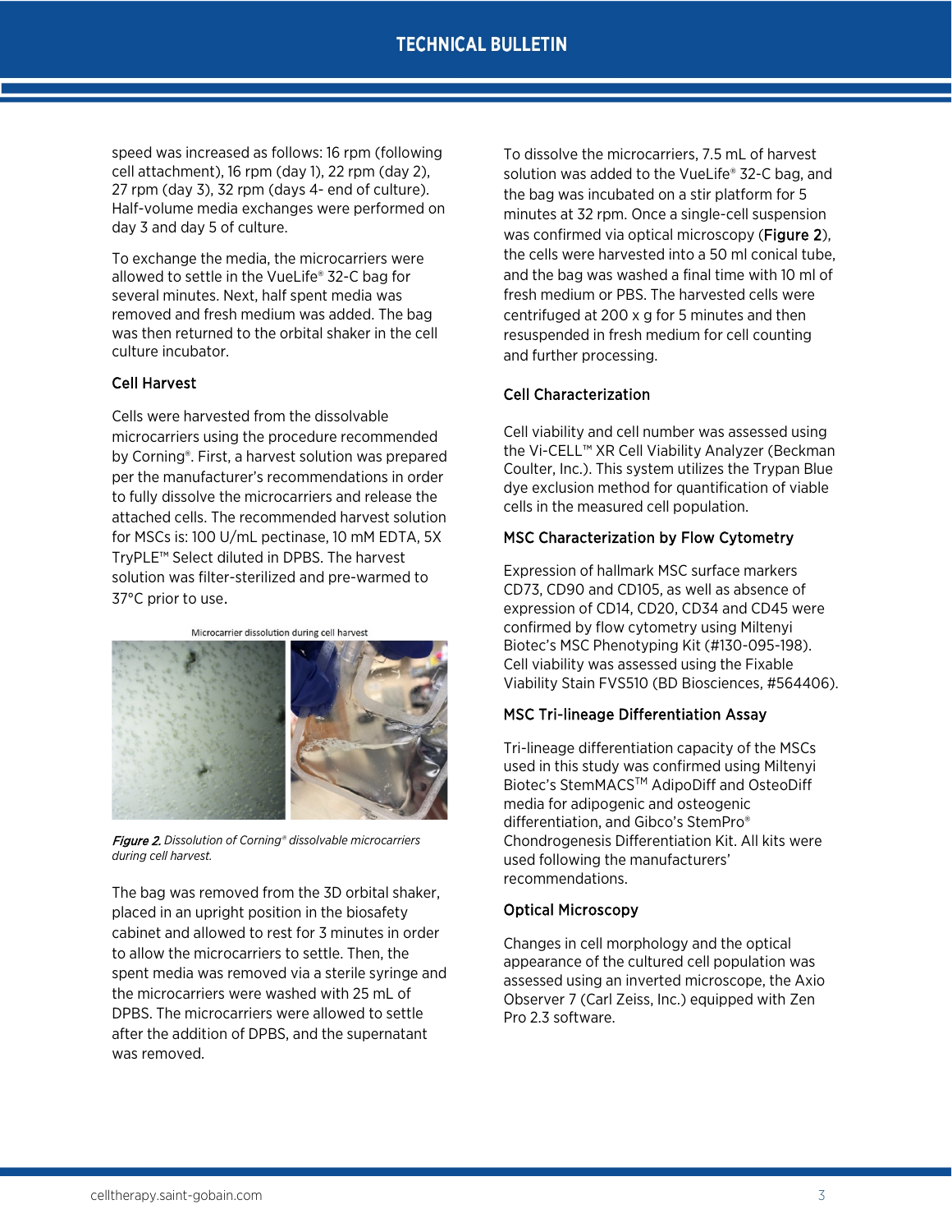speed was increased as follows: 16 rpm (following cell attachment), 16 rpm (day 1), 22 rpm (day 2), 27 rpm (day 3), 32 rpm (days 4- end of culture). Half-volume media exchanges were performed on day 3 and day 5 of culture.

To exchange the media, the microcarriers were allowed to settle in the VueLife® 32-C bag for several minutes. Next, half spent media was removed and fresh medium was added. The bag was then returned to the orbital shaker in the cell culture incubator.

### Cell Harvest

Cells were harvested from the dissolvable microcarriers using the procedure recommended by Corning®. First, a harvest solution was prepared per the manufacturer's recommendations in order to fully dissolve the microcarriers and release the attached cells. The recommended harvest solution for MSCs is: 100 U/mL pectinase, 10 mM EDTA, 5X TryPLE™ Select diluted in DPBS. The harvest solution was filter-sterilized and pre-warmed to 37°C prior to use.

Microcarrier dissolution during cell harvest

*Figure 2. Dissolution of Corning® dissolvable microcarriers during cell harvest.*

The bag was removed from the 3D orbital shaker, placed in an upright position in the biosafety cabinet and allowed to rest for 3 minutes in order to allow the microcarriers to settle. Then, the spent media was removed via a sterile syringe and the microcarriers were washed with 25 mL of DPBS. The microcarriers were allowed to settle after the addition of DPBS, and the supernatant was removed.

To dissolve the microcarriers, 7.5 mL of harvest solution was added to the VueLife® 32-C bag, and the bag was incubated on a stir platform for 5 minutes at 32 rpm. Once a single-cell suspension was confirmed via optical microscopy (Figure 2), the cells were harvested into a 50 ml conical tube, and the bag was washed a final time with 10 ml of fresh medium or PBS. The harvested cells were centrifuged at 200 x g for 5 minutes and then resuspended in fresh medium for cell counting and further processing.

### Cell Characterization

Cell viability and cell number was assessed using the Vi-CELL™ XR Cell Viability Analyzer (Beckman Coulter, Inc.). This system utilizes the Trypan Blue dye exclusion method for quantification of viable cells in the measured cell population.

### MSC Characterization by Flow Cytometry

Expression of hallmark MSC surface markers CD73, CD90 and CD105, as well as absence of expression of CD14, CD20, CD34 and CD45 were confirmed by flow cytometry using Miltenyi Biotec's MSC Phenotyping Kit (#130-095-198). Cell viability was assessed using the Fixable Viability Stain FVS510 (BD Biosciences, #564406).

### MSC Tri-lineage Differentiation Assay

Tri-lineage differentiation capacity of the MSCs used in this study was confirmed using Miltenyi Biotec's StemMACS™ AdipoDiff and OsteoDiff media for adipogenic and osteogenic differentiation, and Gibco's StemPro® Chondrogenesis Differentiation Kit. All kits were used following the manufacturers' recommendations.

### Optical Microscopy

Changes in cell morphology and the optical appearance of the cultured cell population was assessed using an inverted microscope, the Axio Observer 7 (Carl Zeiss, Inc.) equipped with Zen Pro 2.3 software.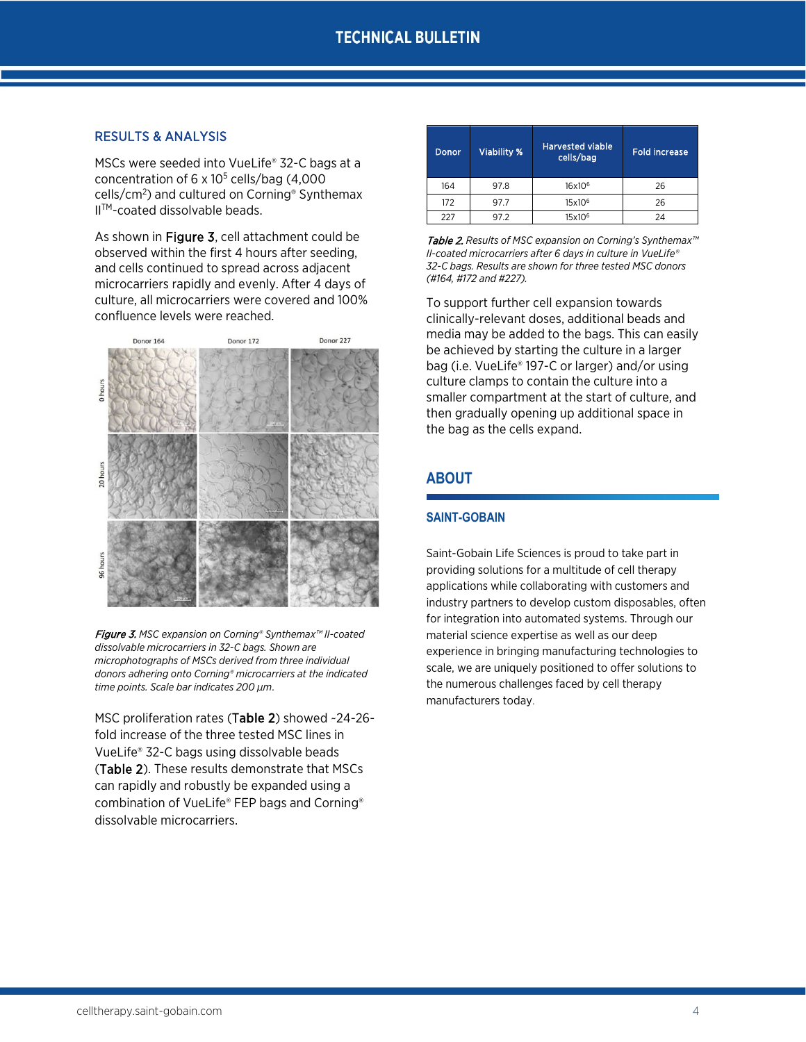## RESULTS & ANALYSIS

MSCs were seeded into VueLife® 32-C bags at a concentration of $6 \times 10^5$ cells/bag (4,000 cells/cm$^2$) and cultured on Corning® Synthemax II™-coated dissolvable beads.

As shown in **Figure 3**, cell attachment could be observed within the first 4 hours after seeding, and cells continued to spread across adjacent microcarriers rapidly and evenly. After 4 days of culture, all microcarriers were covered and 100% confluence levels were reached.

Donor 164
Donor 172
Donor 227
0 hours
20 hours
96 hours

***Figure 3.*** *MSC expansion on Corning® Synthemax™ II-coated dissolvable microcarriers in 32-C bags. Shown are microphotographs of MSCs derived from three individual donors adhering onto Corning® microcarriers at the indicated time points. Scale bar indicates 200 µm.*

MSC proliferation rates (**Table 2**) showed ~24-26-fold increase of the three tested MSC lines in VueLife® 32-C bags using dissolvable beads (**Table 2**). These results demonstrate that MSCs can rapidly and robustly be expanded using a combination of VueLife® FEP bags and Corning® dissolvable microcarriers.

| Donor | Viability % | Harvested viable cells/bag | Fold increase |
|---|---|---|---|
| 164 | 97.8 | $16 \times 10^6$ | 26 |
| 172 | 97.7 | $15 \times 10^6$ | 26 |
| 227 | 97.2 | $15 \times 10^6$ | 24 |

***Table 2.*** *Results of MSC expansion on Corning's Synthemax™ II-coated microcarriers after 6 days in culture in VueLife® 32-C bags. Results are shown for three tested MSC donors (#164, #172 and #227).*

To support further cell expansion towards clinically-relevant doses, additional beads and media may be added to the bags. This can easily be achieved by starting the culture in a larger bag (i.e. VueLife® 197-C or larger) and/or using culture clamps to contain the culture into a smaller compartment at the start of culture, and then gradually opening up additional space in the bag as the cells expand.

## ABOUT

### SAINT-GOBAIN

Saint-Gobain Life Sciences is proud to take part in providing solutions for a multitude of cell therapy applications while collaborating with customers and industry partners to develop custom disposables, often for integration into automated systems. Through our material science expertise as well as our deep experience in bringing manufacturing technologies to scale, we are uniquely positioned to offer solutions to the numerous challenges faced by cell therapy manufacturers today.